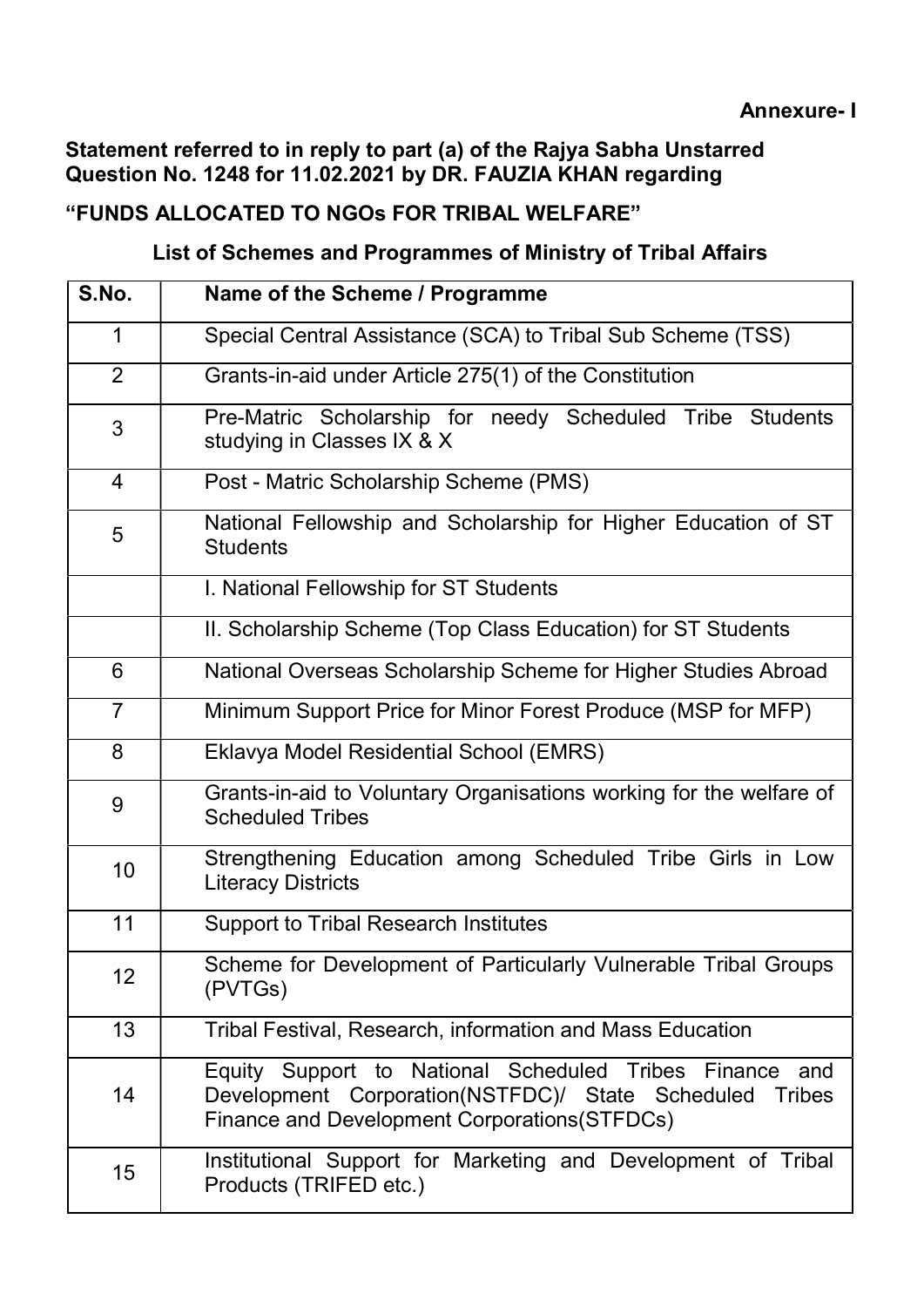**Annexure- I**

**Statement referred to in reply to part (a) of the Rajya Sabha Unstarred Question No. 1248 for 11.02.2021 by DR. FAUZIA KHAN regarding**

**"FUNDS ALLOCATED TO NGOs FOR TRIBAL WELFARE"**

**List of Schemes and Programmes of Ministry of Tribal Affairs**

| S.No. | Name of the Scheme / Programme |
|---|---|
| 1 | Special Central Assistance (SCA) to Tribal Sub Scheme (TSS) |
| 2 | Grants-in-aid under Article 275(1) of the Constitution |
| 3 | Pre-Matric Scholarship for needy Scheduled Tribe Students studying in Classes IX & X |
| 4 | Post - Matric Scholarship Scheme (PMS) |
| 5 | National Fellowship and Scholarship for Higher Education of ST Students |
| | I. National Fellowship for ST Students |
| | II. Scholarship Scheme (Top Class Education) for ST Students |
| 6 | National Overseas Scholarship Scheme for Higher Studies Abroad |
| 7 | Minimum Support Price for Minor Forest Produce (MSP for MFP) |
| 8 | Eklavya Model Residential School (EMRS) |
| 9 | Grants-in-aid to Voluntary Organisations working for the welfare of Scheduled Tribes |
| 10 | Strengthening Education among Scheduled Tribe Girls in Low Literacy Districts |
| 11 | Support to Tribal Research Institutes |
| 12 | Scheme for Development of Particularly Vulnerable Tribal Groups (PVTGs) |
| 13 | Tribal Festival, Research, information and Mass Education |
| 14 | Equity Support to National Scheduled Tribes Finance and Development Corporation(NSTFDC)/ State Scheduled Tribes Finance and Development Corporations(STFDCs) |
| 15 | Institutional Support for Marketing and Development of Tribal Products (TRIFED etc.) |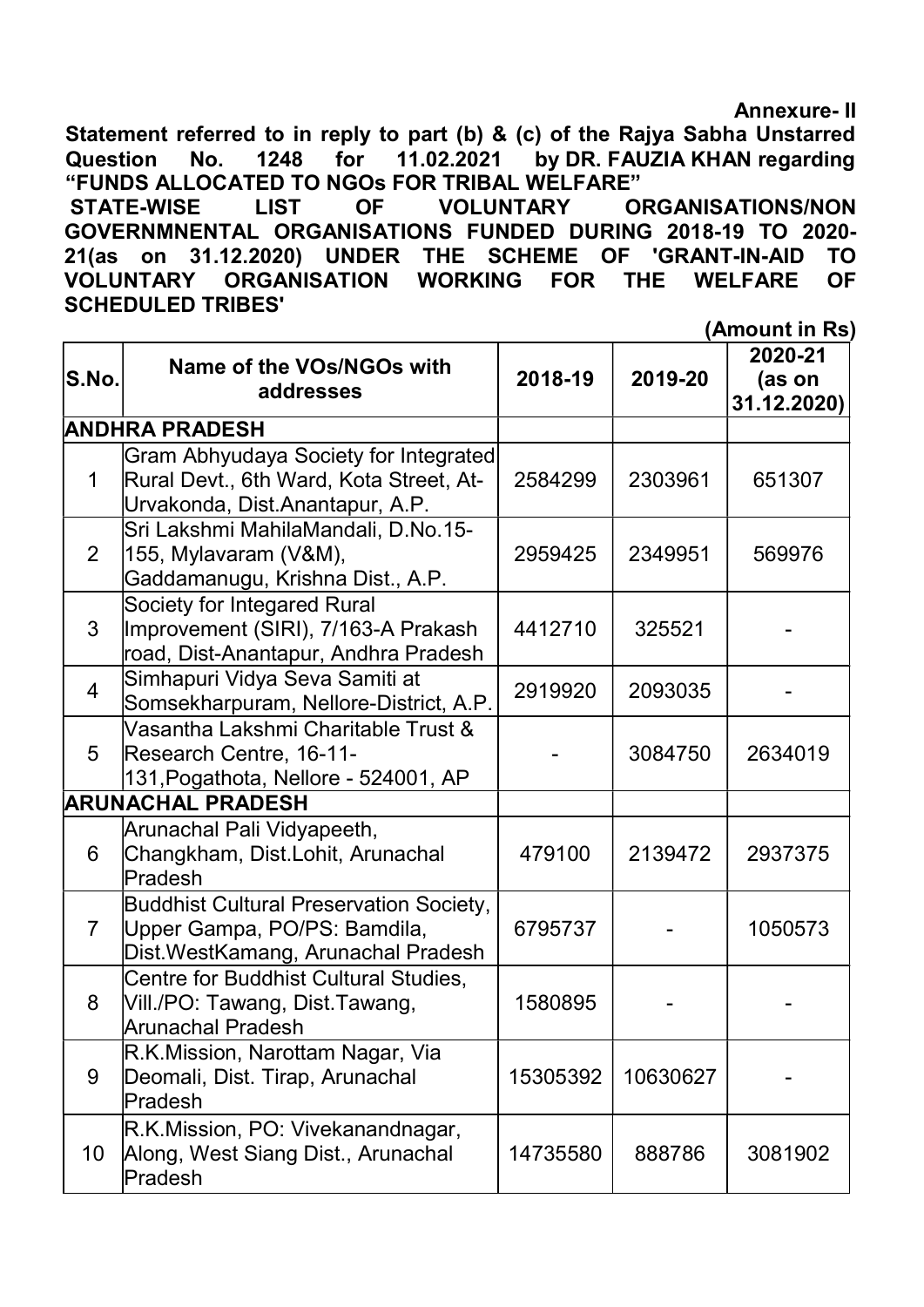**Annexure- II**

**Statement referred to in reply to part (b) & (c) of the Rajya Sabha Unstarred Question No. 1248 for 11.02.2021 by DR. FAUZIA KHAN regarding "FUNDS ALLOCATED TO NGOs FOR TRIBAL WELFARE"**

**STATE-WISE LIST OF VOLUNTARY ORGANISATIONS/NON GOVERNMNENTAL ORGANISATIONS FUNDED DURING 2018-19 TO 2020-21(as on 31.12.2020) UNDER THE SCHEME OF 'GRANT-IN-AID TO VOLUNTARY ORGANISATION WORKING FOR THE WELFARE OF SCHEDULED TRIBES'**

**(Amount in Rs)**

| S.No. | Name of the VOs/NGOs with addresses | 2018-19 | 2019-20 | 2020-21 (as on 31.12.2020) |
|---|---|---|---|---|
| **ANDHRA PRADESH** | | | | |
| 1 | Gram Abhyudaya Society for Integrated Rural Devt., 6th Ward, Kota Street, At-Urvakonda, Dist.Anantapur, A.P. | 2584299 | 2303961 | 651307 |
| 2 | Sri Lakshmi MahilaMandali, D.No.15-155, Mylavaram (V&M), Gaddamanugu, Krishna Dist., A.P. | 2959425 | 2349951 | 569976 |
| 3 | Society for Integared Rural Improvement (SIRI), 7/163-A Prakash road, Dist-Anantapur, Andhra Pradesh | 4412710 | 325521 | - |
| 4 | Simhapuri Vidya Seva Samiti at Somsekharpuram, Nellore-District, A.P. | 2919920 | 2093035 | - |
| 5 | Vasantha Lakshmi Charitable Trust & Research Centre, 16-11-131,Pogathota, Nellore - 524001, AP | - | 3084750 | 2634019 |
| **ARUNACHAL PRADESH** | | | | |
| 6 | Arunachal Pali Vidyapeeth, Changkham, Dist.Lohit, Arunachal Pradesh | 479100 | 2139472 | 2937375 |
| 7 | Buddhist Cultural Preservation Society, Upper Gampa, PO/PS: Bamdila, Dist.WestKamang, Arunachal Pradesh | 6795737 | - | 1050573 |
| 8 | Centre for Buddhist Cultural Studies, Vill./PO: Tawang, Dist.Tawang, Arunachal Pradesh | 1580895 | - | - |
| 9 | R.K.Mission, Narottam Nagar, Via Deomali, Dist. Tirap, Arunachal Pradesh | 15305392 | 10630627 | - |
| 10 | R.K.Mission, PO: Vivekanandnagar, Along, West Siang Dist., Arunachal Pradesh | 14735580 | 888786 | 3081902 |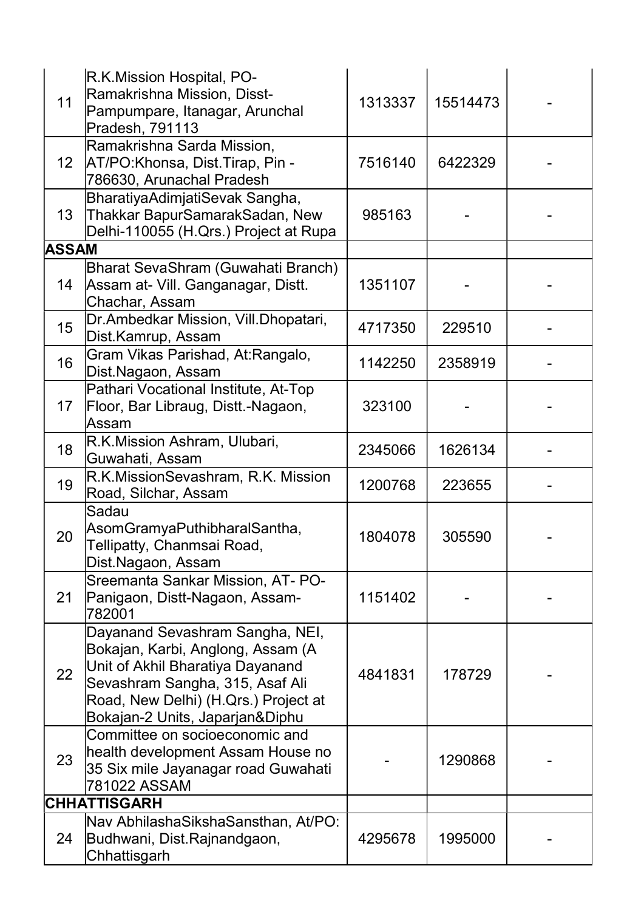| 11 | R.K.Mission Hospital, PO-Ramakrishna Mission, Disst-Pampumpare, Itanagar, Arunchal Pradesh, 791113 | 1313337 | 15514473 | - |
|---|---|---|---|---|
| 12 | Ramakrishna Sarda Mission, AT/PO:Khonsa, Dist.Tirap, Pin - 786630, Arunachal Pradesh | 7516140 | 6422329 | - |
| 13 | BharatiyaAdimjatiSevak Sangha, Thakkar BapurSamarakSadan, New Delhi-110055 (H.Qrs.) Project at Rupa | 985163 | - | - |
| **ASSAM** | | | | |
| 14 | Bharat SevaShram (Guwahati Branch) Assam at- Vill. Ganganagar, Distt. Chachar, Assam | 1351107 | - | - |
| 15 | Dr.Ambedkar Mission, Vill.Dhopatari, Dist.Kamrup, Assam | 4717350 | 229510 | - |
| 16 | Gram Vikas Parishad, At:Rangalo, Dist.Nagaon, Assam | 1142250 | 2358919 | - |
| 17 | Pathari Vocational Institute, At-Top Floor, Bar Libraug, Distt.-Nagaon, Assam | 323100 | - | - |
| 18 | R.K.Mission Ashram, Ulubari, Guwahati, Assam | 2345066 | 1626134 | - |
| 19 | R.K.MissionSevashram, R.K. Mission Road, Silchar, Assam | 1200768 | 223655 | - |
| 20 | Sadau AsomGramyaPuthibharalSantha, Tellipatty, Chanmsai Road, Dist.Nagaon, Assam | 1804078 | 305590 | - |
| 21 | Sreemanta Sankar Mission, AT- PO-Panigaon, Distt-Nagaon, Assam-782001 | 1151402 | - | - |
| 22 | Dayanand Sevashram Sangha, NEI, Bokajan, Karbi, Anglong, Assam (A Unit of Akhil Bharatiya Dayanand Sevashram Sangha, 315, Asaf Ali Road, New Delhi) (H.Qrs.) Project at Bokajan-2 Units, Japarjan&Diphu | 4841831 | 178729 | - |
| 23 | Committee on socioeconomic and health development Assam House no 35 Six mile Jayanagar road Guwahati 781022 ASSAM | - | 1290868 | - |
| **CHHATTISGARH** | | | | |
| 24 | Nav AbhilashaSikshaSansthan, At/PO: Budhwani, Dist.Rajnandgaon, Chhattisgarh | 4295678 | 1995000 | - |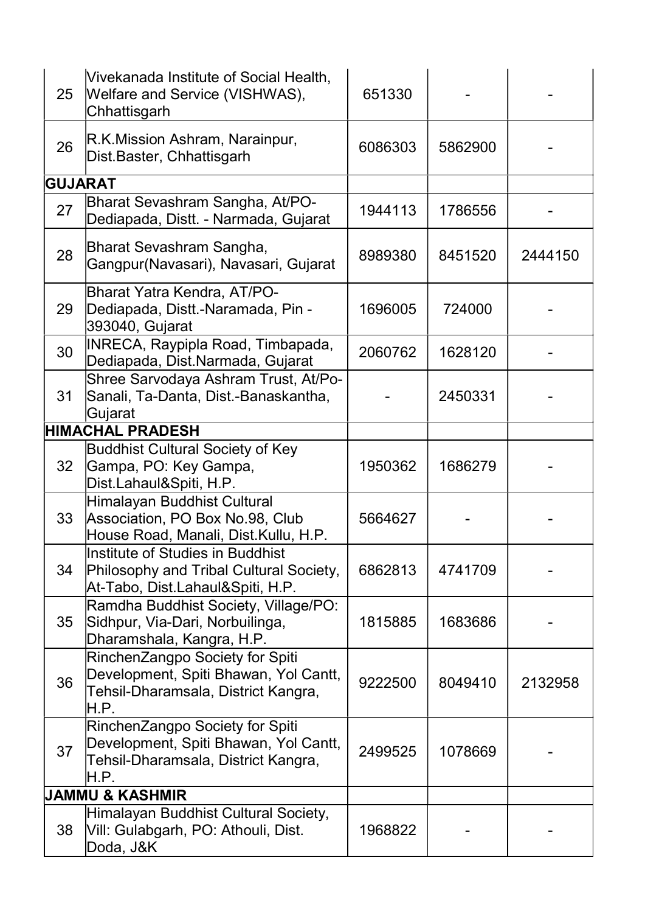| | | | | |
|---|---|---|---|---|
| 25 | Vivekanada Institute of Social Health, Welfare and Service (VISHWAS), Chhattisgarh | 651330 | - | - |
| 26 | R.K.Mission Ashram, Narainpur, Dist.Baster, Chhattisgarh | 6086303 | 5862900 | - |
| **GUJARAT** | | | | |
| 27 | Bharat Sevashram Sangha, At/PO-Dediapada, Distt. - Narmada, Gujarat | 1944113 | 1786556 | - |
| 28 | Bharat Sevashram Sangha, Gangpur(Navasari), Navasari, Gujarat | 8989380 | 8451520 | 2444150 |
| 29 | Bharat Yatra Kendra, AT/PO-Dediapada, Distt.-Naramada, Pin - 393040, Gujarat | 1696005 | 724000 | - |
| 30 | INRECA, Raypipla Road, Timbapada, Dediapada, Dist.Narmada, Gujarat | 2060762 | 1628120 | - |
| 31 | Shree Sarvodaya Ashram Trust, At/Po-Sanali, Ta-Danta, Dist.-Banaskantha, Gujarat | - | 2450331 | - |
| **HIMACHAL PRADESH** | | | | |
| 32 | Buddhist Cultural Society of Key Gampa, PO: Key Gampa, Dist.Lahaul&Spiti, H.P. | 1950362 | 1686279 | - |
| 33 | Himalayan Buddhist Cultural Association, PO Box No.98, Club House Road, Manali, Dist.Kullu, H.P. | 5664627 | - | - |
| 34 | Institute of Studies in Buddhist Philosophy and Tribal Cultural Society, At-Tabo, Dist.Lahaul&Spiti, H.P. | 6862813 | 4741709 | - |
| 35 | Ramdha Buddhist Society, Village/PO: Sidhpur, Via-Dari, Norbuilinga, Dharamshala, Kangra, H.P. | 1815885 | 1683686 | - |
| 36 | RinchenZangpo Society for Spiti Development, Spiti Bhawan, Yol Cantt, Tehsil-Dharamsala, District Kangra, H.P. | 9222500 | 8049410 | 2132958 |
| 37 | RinchenZangpo Society for Spiti Development, Spiti Bhawan, Yol Cantt, Tehsil-Dharamsala, District Kangra, H.P. | 2499525 | 1078669 | - |
| **JAMMU & KASHMIR** | | | | |
| 38 | Himalayan Buddhist Cultural Society, Vill: Gulabgarh, PO: Athouli, Dist. Doda, J&K | 1968822 | - | - |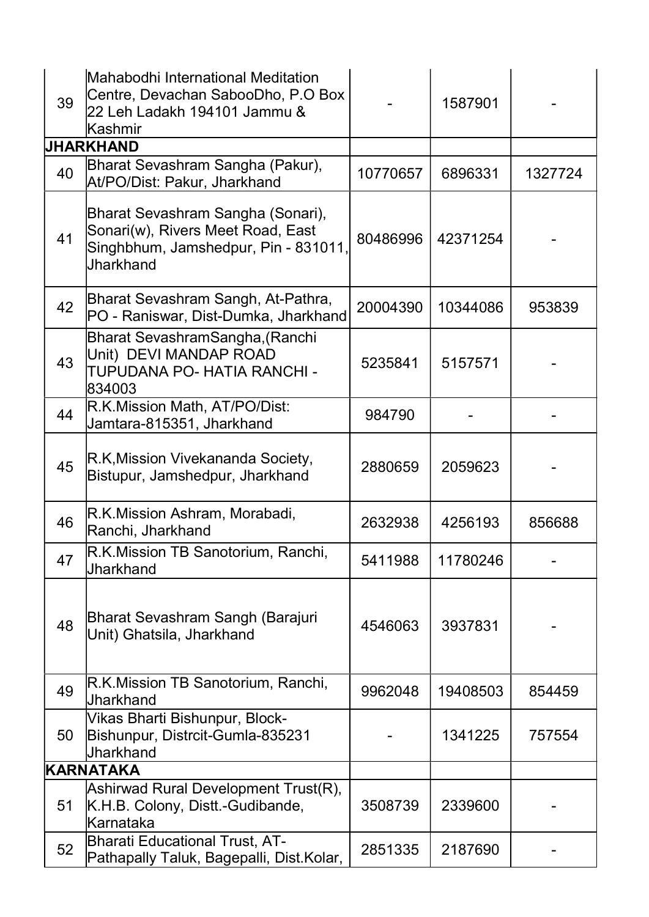| | | | | |
|---|---|---|---|---|
| 39 | Mahabodhi International Meditation Centre, Devachan SabooDho, P.O Box 22 Leh Ladakh 194101 Jammu & Kashmir | - | 1587901 | - |
| **JHARKHAND** | | | | |
| 40 | Bharat Sevashram Sangha (Pakur), At/PO/Dist: Pakur, Jharkhand | 10770657 | 6896331 | 1327724 |
| 41 | Bharat Sevashram Sangha (Sonari), Sonari(w), Rivers Meet Road, East Singhbhum, Jamshedpur, Pin - 831011, Jharkhand | 80486996 | 42371254 | - |
| 42 | Bharat Sevashram Sangh, At-Pathra, PO - Raniswar, Dist-Dumka, Jharkhand | 20004390 | 10344086 | 953839 |
| 43 | Bharat SevashramSangha,(Ranchi Unit) DEVI MANDAP ROAD TUPUDANA PO- HATIA RANCHI - 834003 | 5235841 | 5157571 | - |
| 44 | R.K.Mission Math, AT/PO/Dist: Jamtara-815351, Jharkhand | 984790 | - | - |
| 45 | R.K,Mission Vivekananda Society, Bistupur, Jamshedpur, Jharkhand | 2880659 | 2059623 | - |
| 46 | R.K.Mission Ashram, Morabadi, Ranchi, Jharkhand | 2632938 | 4256193 | 856688 |
| 47 | R.K.Mission TB Sanotorium, Ranchi, Jharkhand | 5411988 | 11780246 | - |
| 48 | Bharat Sevashram Sangh (Barajuri Unit) Ghatsila, Jharkhand | 4546063 | 3937831 | - |
| 49 | R.K.Mission TB Sanotorium, Ranchi, Jharkhand | 9962048 | 19408503 | 854459 |
| 50 | Vikas Bharti Bishunpur, Block-Bishunpur, Distrcit-Gumla-835231 Jharkhand | - | 1341225 | 757554 |
| **KARNATAKA** | | | | |
| 51 | Ashirwad Rural Development Trust(R), K.H.B. Colony, Distt.-Gudibande, Karnataka | 3508739 | 2339600 | - |
| 52 | Bharati Educational Trust, AT-Pathapally Taluk, Bagepalli, Dist.Kolar, | 2851335 | 2187690 | - |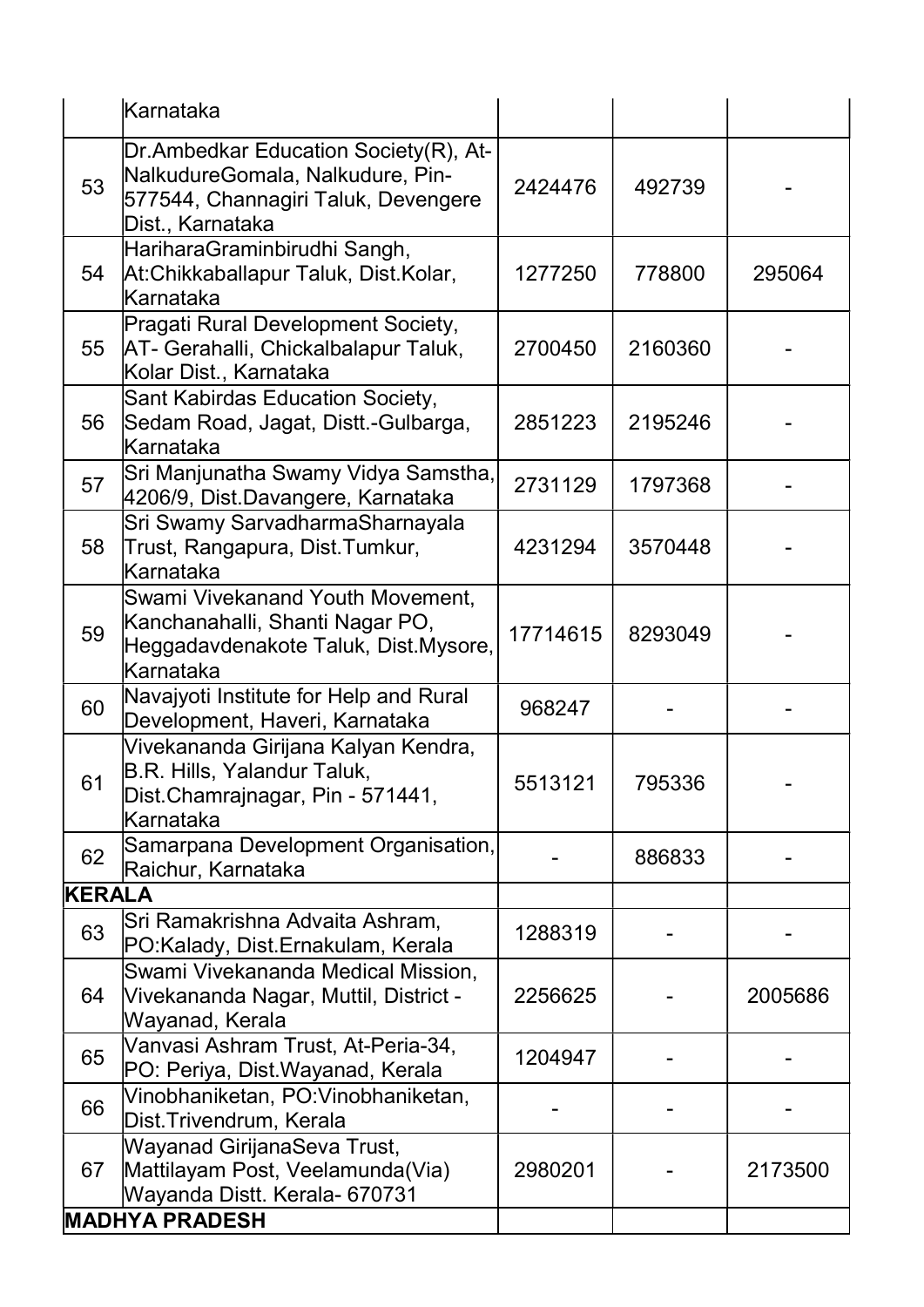| | | | | |
|---|---|---|---|---|
| | Karnataka | | | |
| 53 | Dr.Ambedkar Education Society(R), At-NalkudureGomala, Nalkudure, Pin-577544, Channagiri Taluk, Devengere Dist., Karnataka | 2424476 | 492739 | - |
| 54 | HariharaGraminbirudhi Sangh, At:Chikkaballapur Taluk, Dist.Kolar, Karnataka | 1277250 | 778800 | 295064 |
| 55 | Pragati Rural Development Society, AT- Gerahalli, Chickalbalapur Taluk, Kolar Dist., Karnataka | 2700450 | 2160360 | - |
| 56 | Sant Kabirdas Education Society, Sedam Road, Jagat, Distt.-Gulbarga, Karnataka | 2851223 | 2195246 | - |
| 57 | Sri Manjunatha Swamy Vidya Samstha, 4206/9, Dist.Davangere, Karnataka | 2731129 | 1797368 | - |
| 58 | Sri Swamy SarvadharmaSharnayala Trust, Rangapura, Dist.Tumkur, Karnataka | 4231294 | 3570448 | - |
| 59 | Swami Vivekanand Youth Movement, Kanchanahalli, Shanti Nagar PO, Heggadavdenakote Taluk, Dist.Mysore, Karnataka | 17714615 | 8293049 | - |
| 60 | Navajyoti Institute for Help and Rural Development, Haveri, Karnataka | 968247 | - | - |
| 61 | Vivekananda Girijana Kalyan Kendra, B.R. Hills, Yalandur Taluk, Dist.Chamrajnagar, Pin - 571441, Karnataka | 5513121 | 795336 | - |
| 62 | Samarpana Development Organisation, Raichur, Karnataka | - | 886833 | - |
| **KERALA** | | | | |
| 63 | Sri Ramakrishna Advaita Ashram, PO:Kalady, Dist.Ernakulam, Kerala | 1288319 | - | - |
| 64 | Swami Vivekananda Medical Mission, Vivekananda Nagar, Muttil, District - Wayanad, Kerala | 2256625 | - | 2005686 |
| 65 | Vanvasi Ashram Trust, At-Peria-34, PO: Periya, Dist.Wayanad, Kerala | 1204947 | - | - |
| 66 | Vinobhaniketan, PO:Vinobhaniketan, Dist.Trivendrum, Kerala | - | - | - |
| 67 | Wayanad GirijanaSeva Trust, Mattilayam Post, Veelamunda(Via) Wayanda Distt. Kerala- 670731 | 2980201 | - | 2173500 |
| **MADHYA PRADESH** | | | | |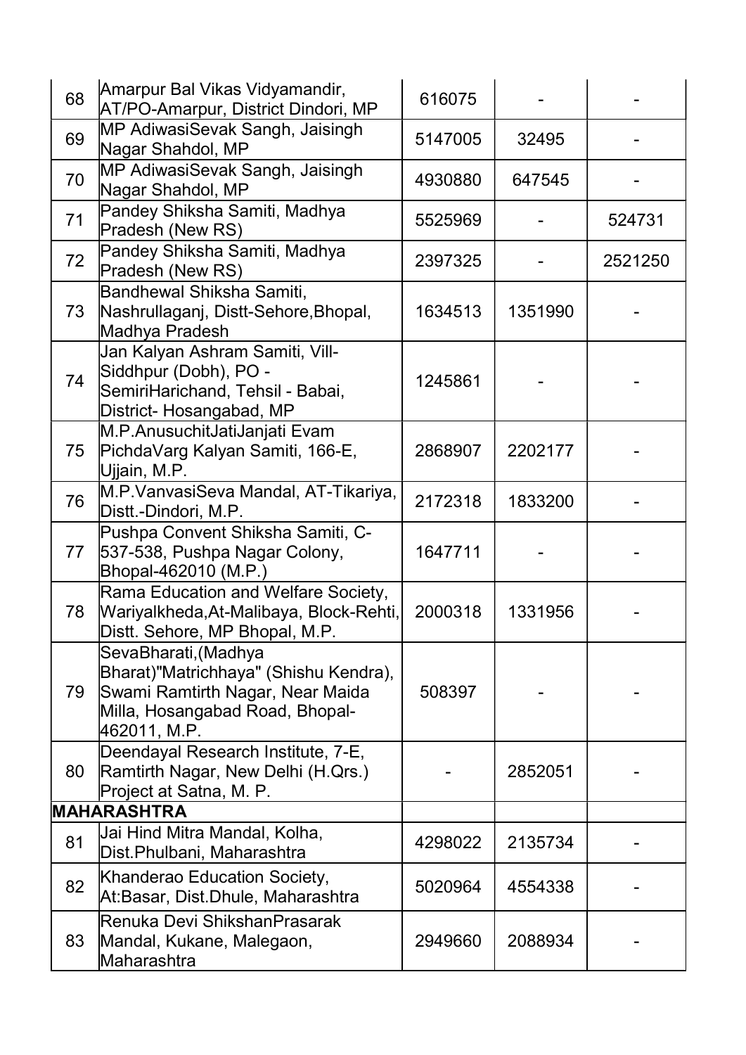| | | | | |
|---|---|---|---|---|
| 68 | Amarpur Bal Vikas Vidyamandir, AT/PO-Amarpur, District Dindori, MP | 616075 | - | - |
| 69 | MP AdiwasiSevak Sangh, Jaisingh Nagar Shahdol, MP | 5147005 | 32495 | - |
| 70 | MP AdiwasiSevak Sangh, Jaisingh Nagar Shahdol, MP | 4930880 | 647545 | - |
| 71 | Pandey Shiksha Samiti, Madhya Pradesh (New RS) | 5525969 | - | 524731 |
| 72 | Pandey Shiksha Samiti, Madhya Pradesh (New RS) | 2397325 | - | 2521250 |
| 73 | Bandhewal Shiksha Samiti, Nashrullaganj, Distt-Sehore,Bhopal, Madhya Pradesh | 1634513 | 1351990 | - |
| 74 | Jan Kalyan Ashram Samiti, Vill-Siddhpur (Dobh), PO - SemiriHarichand, Tehsil - Babai, District- Hosangabad, MP | 1245861 | - | - |
| 75 | M.P.AnusuchitJatiJanjati Evam PichdaVarg Kalyan Samiti, 166-E, Ujjain, M.P. | 2868907 | 2202177 | - |
| 76 | M.P.VanvasiSeva Mandal, AT-Tikariya, Distt.-Dindori, M.P. | 2172318 | 1833200 | - |
| 77 | Pushpa Convent Shiksha Samiti, C-537-538, Pushpa Nagar Colony, Bhopal-462010 (M.P.) | 1647711 | - | - |
| 78 | Rama Education and Welfare Society, Wariyalkheda,At-Malibaya, Block-Rehti, Distt. Sehore, MP Bhopal, M.P. | 2000318 | 1331956 | - |
| 79 | SevaBharati,(Madhya Bharat)"Matrichhaya" (Shishu Kendra), Swami Ramtirth Nagar, Near Maida Milla, Hosangabad Road, Bhopal-462011, M.P. | 508397 | - | - |
| 80 | Deendayal Research Institute, 7-E, Ramtirth Nagar, New Delhi (H.Qrs.) Project at Satna, M. P. | - | 2852051 | - |
| **MAHARASHTRA** | | | | |
| 81 | Jai Hind Mitra Mandal, Kolha, Dist.Phulbani, Maharashtra | 4298022 | 2135734 | - |
| 82 | Khanderao Education Society, At:Basar, Dist.Dhule, Maharashtra | 5020964 | 4554338 | - |
| 83 | Renuka Devi ShikshanPrasarak Mandal, Kukane, Malegaon, Maharashtra | 2949660 | 2088934 | - |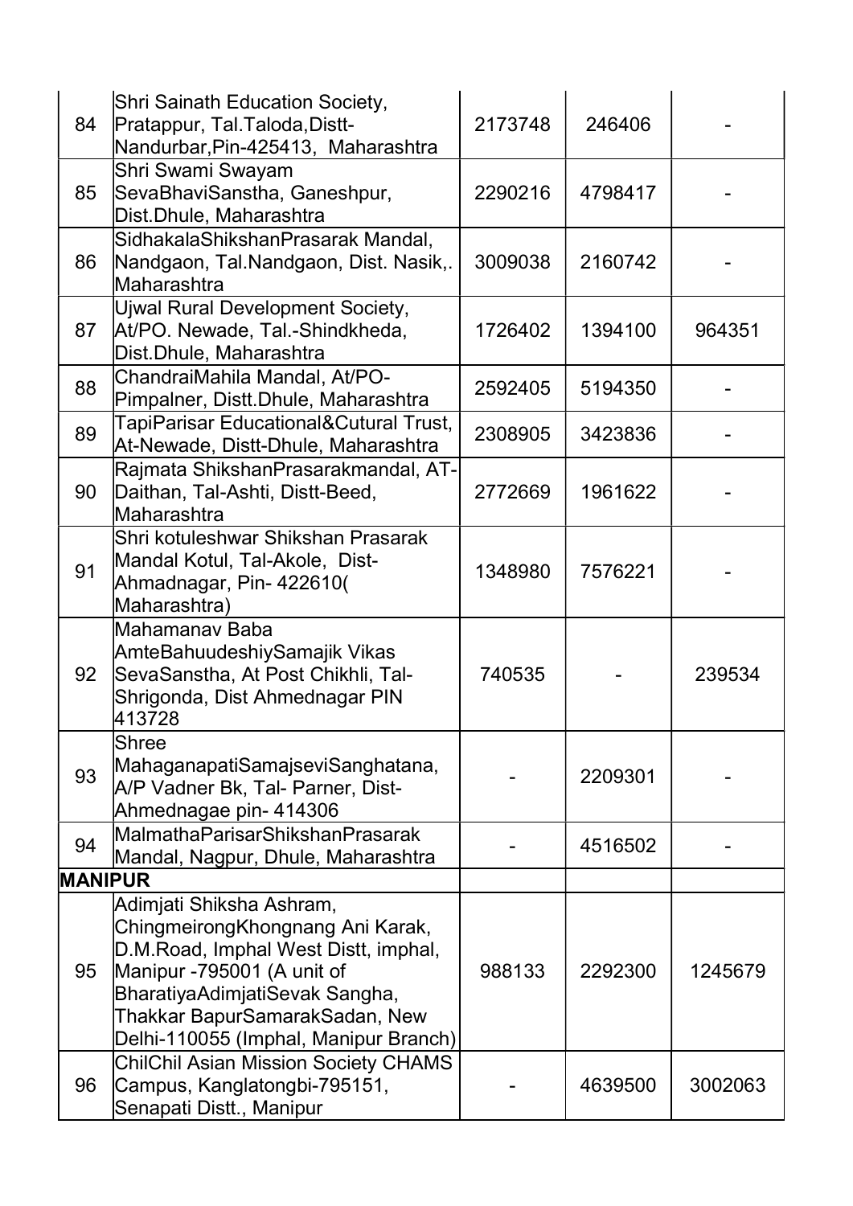| | | | | |
|---|---|---|---|---|
| 84 | Shri Sainath Education Society, Pratappur, Tal.Taloda,Distt-Nandurbar,Pin-425413, Maharashtra | 2173748 | 246406 | - |
| 85 | Shri Swami Swayam SevaBhaviSanstha, Ganeshpur, Dist.Dhule, Maharashtra | 2290216 | 4798417 | - |
| 86 | SidhakalaShikshanPrasarak Mandal, Nandgaon, Tal.Nandgaon, Dist. Nasik,. Maharashtra | 3009038 | 2160742 | - |
| 87 | Ujwal Rural Development Society, At/PO. Newade, Tal.-Shindkheda, Dist.Dhule, Maharashtra | 1726402 | 1394100 | 964351 |
| 88 | ChandraiMahila Mandal, At/PO-Pimpalner, Distt.Dhule, Maharashtra | 2592405 | 5194350 | - |
| 89 | TapiParisar Educational&Cutural Trust, At-Newade, Distt-Dhule, Maharashtra | 2308905 | 3423836 | - |
| 90 | Rajmata ShikshanPrasarakmandal, AT-Daithan, Tal-Ashti, Distt-Beed, Maharashtra | 2772669 | 1961622 | - |
| 91 | Shri kotuleshwar Shikshan Prasarak Mandal Kotul, Tal-Akole, Dist-Ahmadnagar, Pin- 422610( Maharashtra) | 1348980 | 7576221 | - |
| 92 | Mahamanav Baba AmteBahuudeshiySamajik Vikas SevaSanstha, At Post Chikhli, Tal-Shrigonda, Dist Ahmednagar PIN 413728 | 740535 | - | 239534 |
| 93 | Shree MahaganapatiSamajseviSanghatana, A/P Vadner Bk, Tal- Parner, Dist-Ahmednagae pin- 414306 | - | 2209301 | - |
| 94 | MalmathaParisarShikshanPrasarak Mandal, Nagpur, Dhule, Maharashtra | - | 4516502 | - |
| **MANIPUR** | | | | |
| 95 | Adimjati Shiksha Ashram, ChingmeirongKhongnang Ani Karak, D.M.Road, Imphal West Distt, imphal, Manipur -795001 (A unit of BharatiyaAdimjatiSevak Sangha, Thakkar BapurSamarakSadan, New Delhi-110055 (Imphal, Manipur Branch) | 988133 | 2292300 | 1245679 |
| 96 | ChilChil Asian Mission Society CHAMS Campus, Kanglatongbi-795151, Senapati Distt., Manipur | - | 4639500 | 3002063 |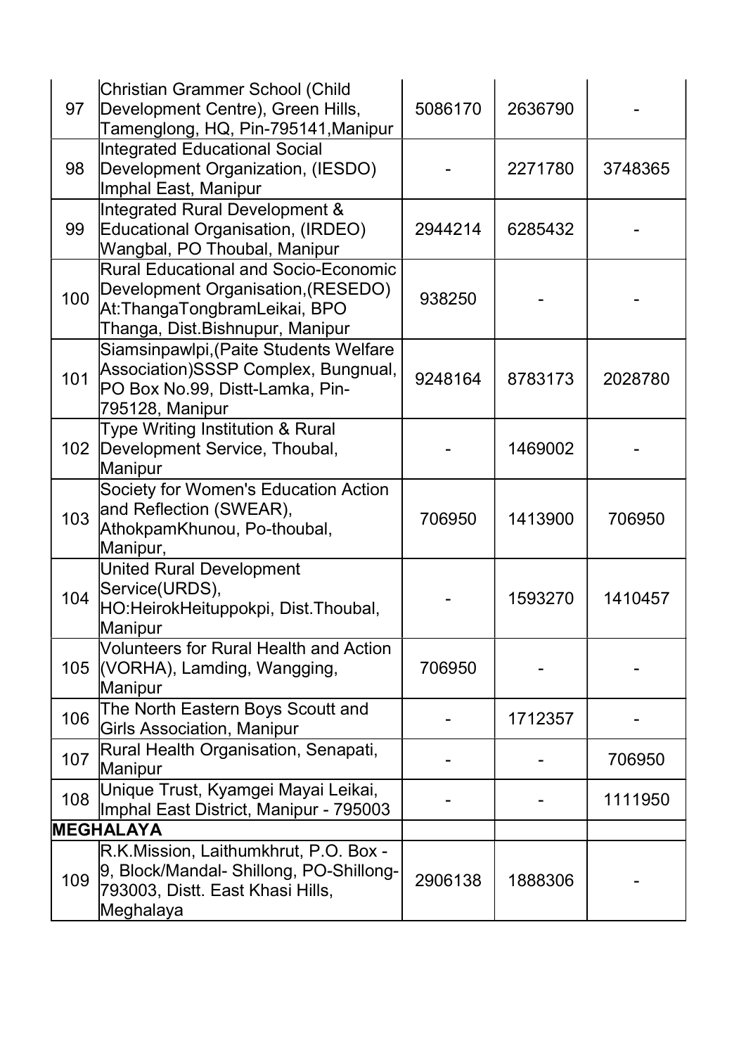| | | | | |
|---|---|---|---|---|
| 97 | Christian Grammer School (Child Development Centre), Green Hills, Tamenglong, HQ, Pin-795141,Manipur | 5086170 | 2636790 | - |
| 98 | Integrated Educational Social Development Organization, (IESDO) Imphal East, Manipur | - | 2271780 | 3748365 |
| 99 | Integrated Rural Development & Educational Organisation, (IRDEO) Wangbal, PO Thoubal, Manipur | 2944214 | 6285432 | - |
| 100 | Rural Educational and Socio-Economic Development Organisation,(RESEDO) At:ThangaTongbramLeikai, BPO Thanga, Dist.Bishnupur, Manipur | 938250 | - | - |
| 101 | Siamsinpawlpi,(Paite Students Welfare Association)SSSP Complex, Bungnual, PO Box No.99, Distt-Lamka, Pin-795128, Manipur | 9248164 | 8783173 | 2028780 |
| 102 | Type Writing Institution & Rural Development Service, Thoubal, Manipur | - | 1469002 | - |
| 103 | Society for Women's Education Action and Reflection (SWEAR), AthokpamKhunou, Po-thoubal, Manipur, | 706950 | 1413900 | 706950 |
| 104 | United Rural Development Service(URDS), HO:HeirokHeituppokpi, Dist.Thoubal, Manipur | - | 1593270 | 1410457 |
| 105 | Volunteers for Rural Health and Action (VORHA), Lamding, Wangging, Manipur | 706950 | - | - |
| 106 | The North Eastern Boys Scoutt and Girls Association, Manipur | - | 1712357 | - |
| 107 | Rural Health Organisation, Senapati, Manipur | - | - | 706950 |
| 108 | Unique Trust, Kyamgei Mayai Leikai, Imphal East District, Manipur - 795003 | - | - | 1111950 |
| **MEGHALAYA** | | | | |
| 109 | R.K.Mission, Laithumkhrut, P.O. Box - 9, Block/Mandal- Shillong, PO-Shillong-793003, Distt. East Khasi Hills, Meghalaya | 2906138 | 1888306 | - |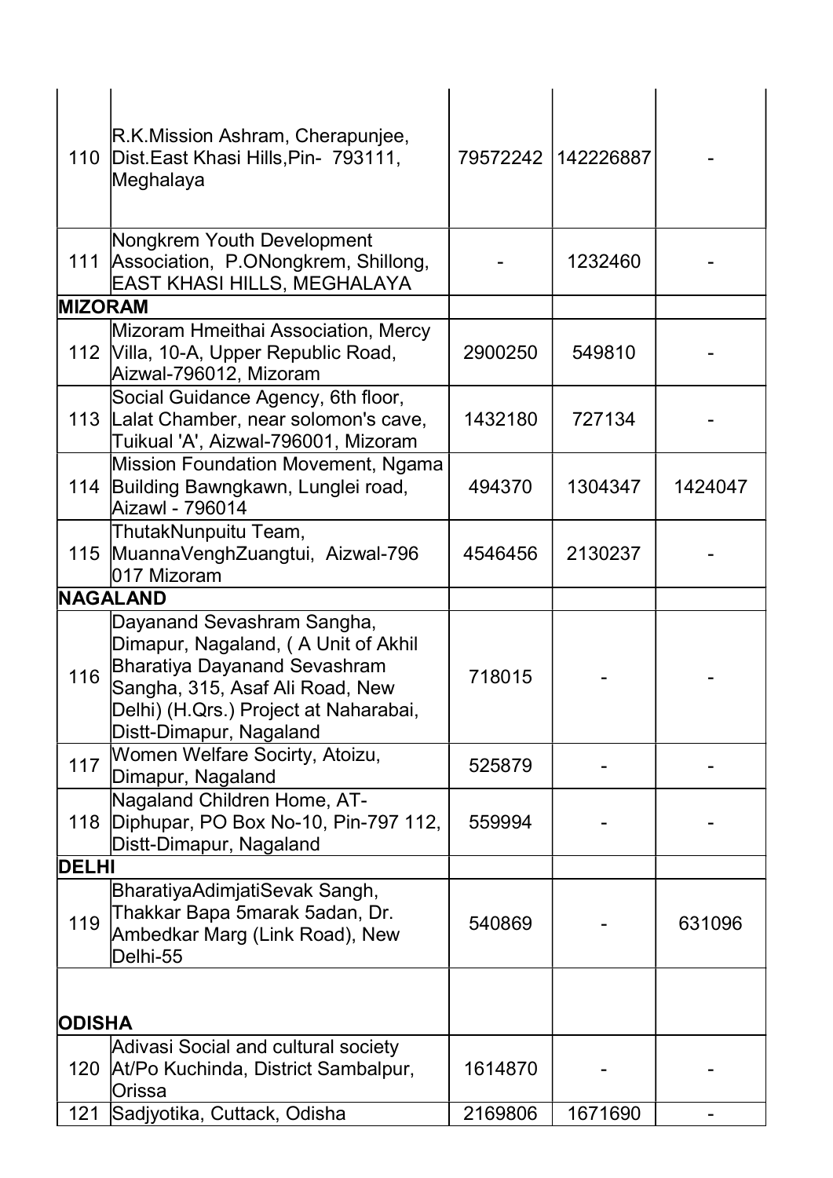| | | | | |
|---|---|---|---|---|
| 110 | R.K.Mission Ashram, Cherapunjee, Dist.East Khasi Hills,Pin- 793111, Meghalaya | 79572242 | 142226887 | - |
| 111 | Nongkrem Youth Development Association, P.ONongkrem, Shillong, EAST KHASI HILLS, MEGHALAYA | - | 1232460 | - |
| **MIZORAM** | | | | |
| 112 | Mizoram Hmeithai Association, Mercy Villa, 10-A, Upper Republic Road, Aizwal-796012, Mizoram | 2900250 | 549810 | - |
| 113 | Social Guidance Agency, 6th floor, Lalat Chamber, near solomon's cave, Tuikual 'A', Aizwal-796001, Mizoram | 1432180 | 727134 | - |
| 114 | Mission Foundation Movement, Ngama Building Bawngkawn, Lunglei road, Aizawl - 796014 | 494370 | 1304347 | 1424047 |
| 115 | ThutakNunpuitu Team, MuannaVenghZuangtui, Aizwal-796 017 Mizoram | 4546456 | 2130237 | - |
| **NAGALAND** | | | | |
| 116 | Dayanand Sevashram Sangha, Dimapur, Nagaland, ( A Unit of Akhil Bharatiya Dayanand Sevashram Sangha, 315, Asaf Ali Road, New Delhi) (H.Qrs.) Project at Naharabai, Distt-Dimapur, Nagaland | 718015 | - | - |
| 117 | Women Welfare Socirty, Atoizu, Dimapur, Nagaland | 525879 | - | - |
| 118 | Nagaland Children Home, AT-Diphupar, PO Box No-10, Pin-797 112, Distt-Dimapur, Nagaland | 559994 | - | - |
| **DELHI** | | | | |
| 119 | BharatiyaAdimjatiSevak Sangh, Thakkar Bapa 5marak 5adan, Dr. Ambedkar Marg (Link Road), New Delhi-55 | 540869 | - | 631096 |
| **ODISHA** | | | | |
| 120 | Adivasi Social and cultural society At/Po Kuchinda, District Sambalpur, Orissa | 1614870 | - | - |
| 121 | Sadjyotika, Cuttack, Odisha | 2169806 | 1671690 | - |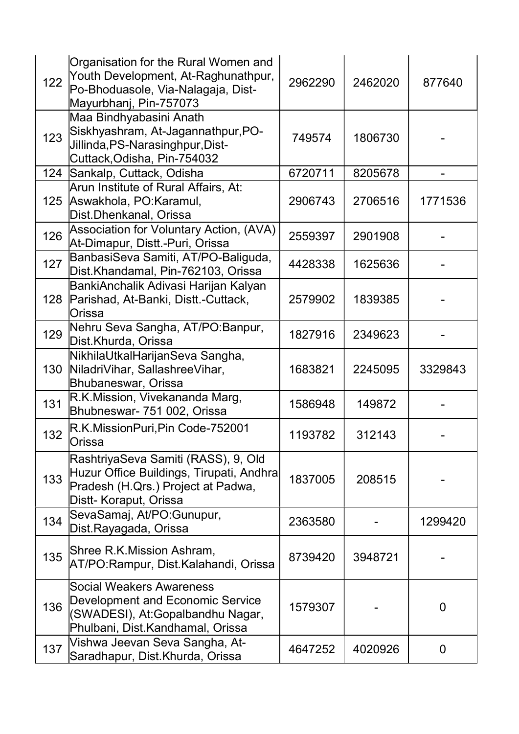| | | | | |
|---|---|---|---|---|
| 122 | Organisation for the Rural Women and Youth Development, At-Raghunathpur, Po-Bhoduasole, Via-Nalagaja, Dist-Mayurbhanj, Pin-757073 | 2962290 | 2462020 | 877640 |
| 123 | Maa Bindhyabasini Anath Siskhyashram, At-Jagannathpur,PO-Jillinda,PS-Narasinghpur,Dist-Cuttack,Odisha, Pin-754032 | 749574 | 1806730 | - |
| 124 | Sankalp, Cuttack, Odisha | 6720711 | 8205678 | - |
| 125 | Arun Institute of Rural Affairs, At: Aswakhola, PO:Karamul, Dist.Dhenkanal, Orissa | 2906743 | 2706516 | 1771536 |
| 126 | Association for Voluntary Action, (AVA) At-Dimapur, Distt.-Puri, Orissa | 2559397 | 2901908 | - |
| 127 | BanbasiSeva Samiti, AT/PO-Baliguda, Dist.Khandamal, Pin-762103, Orissa | 4428338 | 1625636 | - |
| 128 | BankiAnchalik Adivasi Harijan Kalyan Parishad, At-Banki, Distt.-Cuttack, Orissa | 2579902 | 1839385 | - |
| 129 | Nehru Seva Sangha, AT/PO:Banpur, Dist.Khurda, Orissa | 1827916 | 2349623 | - |
| 130 | NikhilaUtkalHarijanSeva Sangha, NiladriVihar, SallashreeVihar, Bhubaneswar, Orissa | 1683821 | 2245095 | 3329843 |
| 131 | R.K.Mission, Vivekananda Marg, Bhubneswar- 751 002, Orissa | 1586948 | 149872 | - |
| 132 | R.K.MissionPuri,Pin Code-752001 Orissa | 1193782 | 312143 | - |
| 133 | RashtriyaSeva Samiti (RASS), 9, Old Huzur Office Buildings, Tirupati, Andhra Pradesh (H.Qrs.) Project at Padwa, Distt- Koraput, Orissa | 1837005 | 208515 | - |
| 134 | SevaSamaj, At/PO:Gunupur, Dist.Rayagada, Orissa | 2363580 | - | 1299420 |
| 135 | Shree R.K.Mission Ashram, AT/PO:Rampur, Dist.Kalahandi, Orissa | 8739420 | 3948721 | - |
| 136 | Social Weakers Awareness Development and Economic Service (SWADESI), At:Gopalbandhu Nagar, Phulbani, Dist.Kandhamal, Orissa | 1579307 | - | 0 |
| 137 | Vishwa Jeevan Seva Sangha, At-Saradhapur, Dist.Khurda, Orissa | 4647252 | 4020926 | 0 |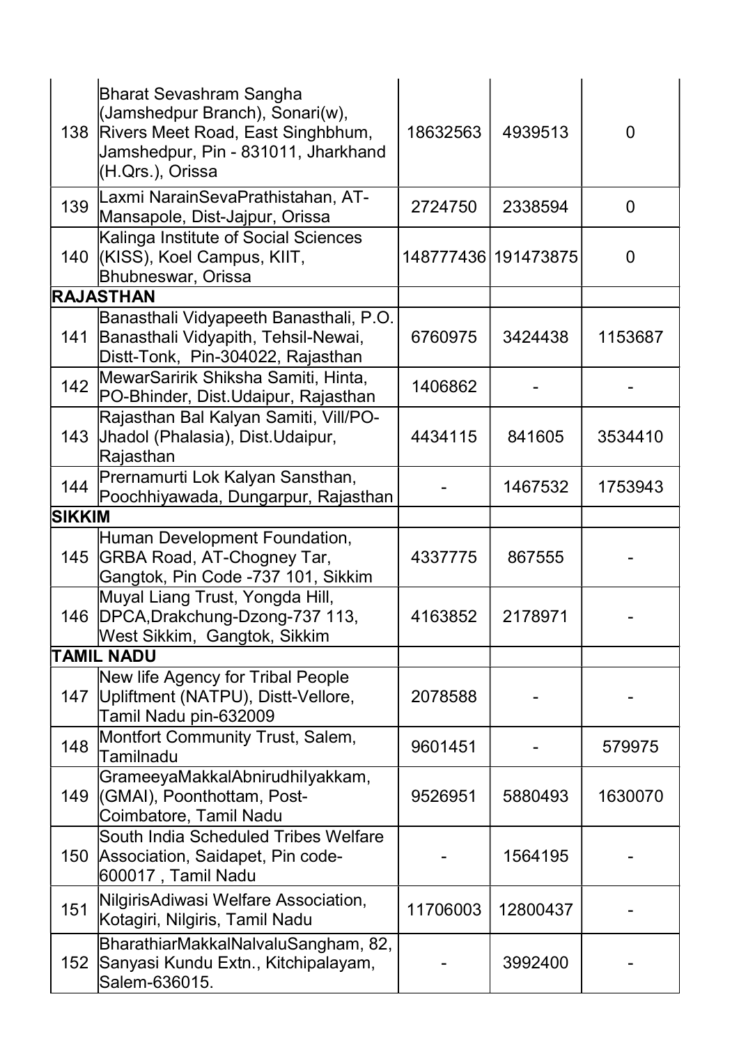| | | | | |
|---|---|---|---|---|
| 138 | Bharat Sevashram Sangha (Jamshedpur Branch), Sonari(w), Rivers Meet Road, East Singhbhum, Jamshedpur, Pin - 831011, Jharkhand (H.Qrs.), Orissa | 18632563 | 4939513 | 0 |
| 139 | Laxmi NarainSevaPrathistahan, AT-Mansapole, Dist-Jajpur, Orissa | 2724750 | 2338594 | 0 |
| 140 | Kalinga Institute of Social Sciences (KISS), Koel Campus, KIIT, Bhubneswar, Orissa | 148777436 | 191473875 | 0 |
| **RAJASTHAN** | | | | |
| 141 | Banasthali Vidyapeeth Banasthali, P.O. Banasthali Vidyapith, Tehsil-Newai, Distt-Tonk, Pin-304022, Rajasthan | 6760975 | 3424438 | 1153687 |
| 142 | MewarSaririk Shiksha Samiti, Hinta, PO-Bhinder, Dist.Udaipur, Rajasthan | 1406862 | - | - |
| 143 | Rajasthan Bal Kalyan Samiti, Vill/PO-Jhadol (Phalasia), Dist.Udaipur, Rajasthan | 4434115 | 841605 | 3534410 |
| 144 | Prernamurti Lok Kalyan Sansthan, Poochhiyawada, Dungarpur, Rajasthan | - | 1467532 | 1753943 |
| **SIKKIM** | | | | |
| 145 | Human Development Foundation, GRBA Road, AT-Chogney Tar, Gangtok, Pin Code -737 101, Sikkim | 4337775 | 867555 | - |
| 146 | Muyal Liang Trust, Yongda Hill, DPCA,Drakchung-Dzong-737 113, West Sikkim, Gangtok, Sikkim | 4163852 | 2178971 | - |
| **TAMIL NADU** | | | | |
| 147 | New life Agency for Tribal People Upliftment (NATPU), Distt-Vellore, Tamil Nadu pin-632009 | 2078588 | - | - |
| 148 | Montfort Community Trust, Salem, Tamilnadu | 9601451 | - | 579975 |
| 149 | GrameeyaMakkalAbnirudhiIyakkam, (GMAI), Poonthottam, Post-Coimbatore, Tamil Nadu | 9526951 | 5880493 | 1630070 |
| 150 | South India Scheduled Tribes Welfare Association, Saidapet, Pin code-600017 , Tamil Nadu | - | 1564195 | - |
| 151 | NilgirisAdiwasi Welfare Association, Kotagiri, Nilgiris, Tamil Nadu | 11706003 | 12800437 | - |
| 152 | BharathiarMakkalNalvaluSangham, 82, Sanyasi Kundu Extn., Kitchipalayam, Salem-636015. | - | 3992400 | - |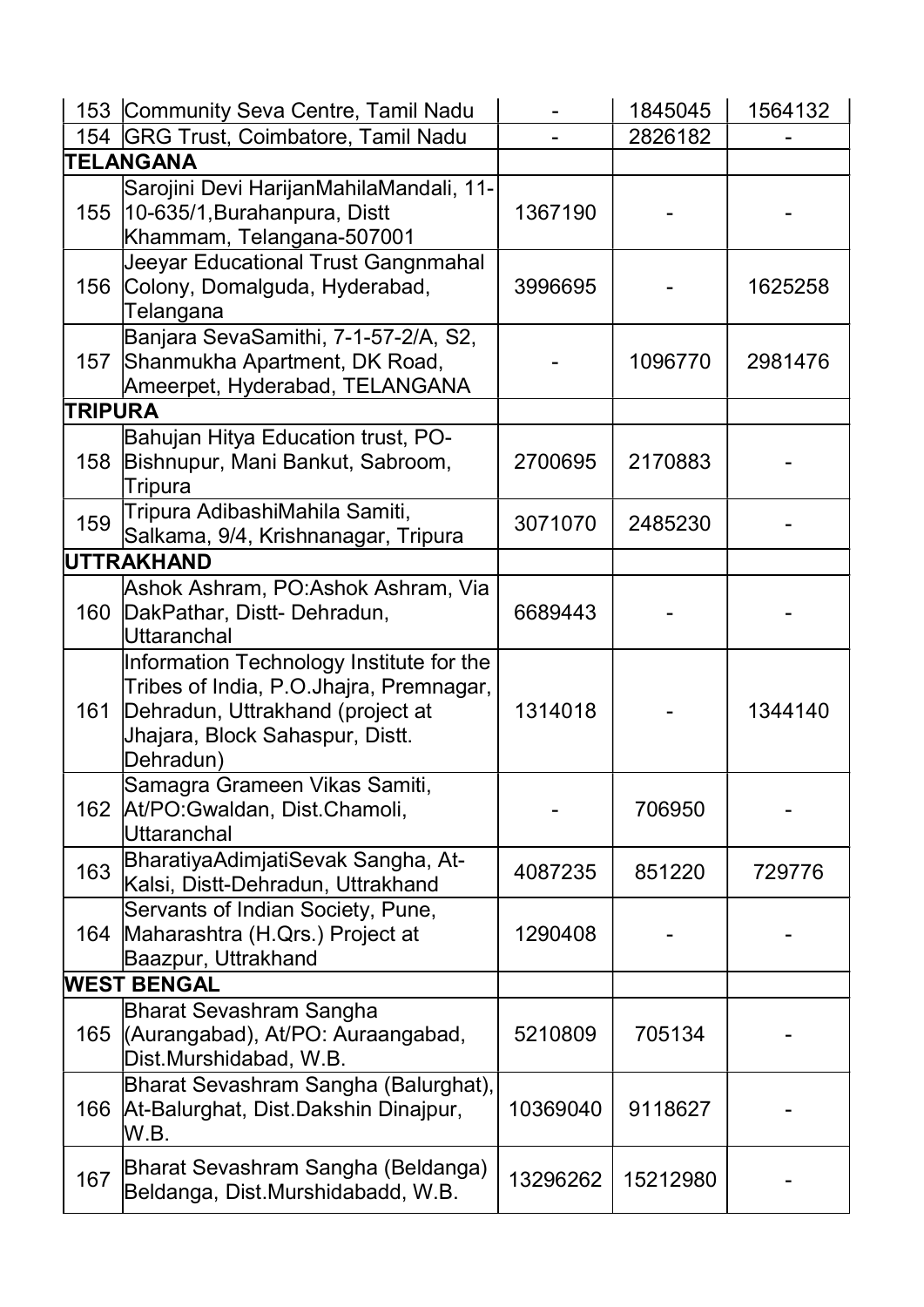| | | | | |
|---|---|---|---|---|
| 153 | Community Seva Centre, Tamil Nadu | - | 1845045 | 1564132 |
| 154 | GRG Trust, Coimbatore, Tamil Nadu | - | 2826182 | - |
| **TELANGANA** | | | | |
| 155 | Sarojini Devi HarijanMahilaMandali, 11-10-635/1,Burahanpura, Distt Khammam, Telangana-507001 | 1367190 | - | - |
| 156 | Jeeyar Educational Trust Gangnmahal Colony, Domalguda, Hyderabad, Telangana | 3996695 | - | 1625258 |
| 157 | Banjara SevaSamithi, 7-1-57-2/A, S2, Shanmukha Apartment, DK Road, Ameerpet, Hyderabad, TELANGANA | - | 1096770 | 2981476 |
| **TRIPURA** | | | | |
| 158 | Bahujan Hitya Education trust, PO-Bishnupur, Mani Bankut, Sabroom, Tripura | 2700695 | 2170883 | - |
| 159 | Tripura AdibashiMahila Samiti, Salkama, 9/4, Krishnanagar, Tripura | 3071070 | 2485230 | - |
| **UTTRAKHAND** | | | | |
| 160 | Ashok Ashram, PO:Ashok Ashram, Via DakPathar, Distt- Dehradun, Uttaranchal | 6689443 | - | - |
| 161 | Information Technology Institute for the Tribes of India, P.O.Jhajra, Premnagar, Dehradun, Uttrakhand (project at Jhajara, Block Sahaspur, Distt. Dehradun) | 1314018 | - | 1344140 |
| 162 | Samagra Grameen Vikas Samiti, At/PO:Gwaldan, Dist.Chamoli, Uttaranchal | - | 706950 | - |
| 163 | BharatiyaAdimjatiSevak Sangha, At-Kalsi, Distt-Dehradun, Uttrakhand | 4087235 | 851220 | 729776 |
| 164 | Servants of Indian Society, Pune, Maharashtra (H.Qrs.) Project at Baazpur, Uttrakhand | 1290408 | - | - |
| **WEST BENGAL** | | | | |
| 165 | Bharat Sevashram Sangha (Aurangabad), At/PO: Auraangabad, Dist.Murshidabad, W.B. | 5210809 | 705134 | - |
| 166 | Bharat Sevashram Sangha (Balurghat), At-Balurghat, Dist.Dakshin Dinajpur, W.B. | 10369040 | 9118627 | - |
| 167 | Bharat Sevashram Sangha (Beldanga) Beldanga, Dist.Murshidabadd, W.B. | 13296262 | 15212980 | - |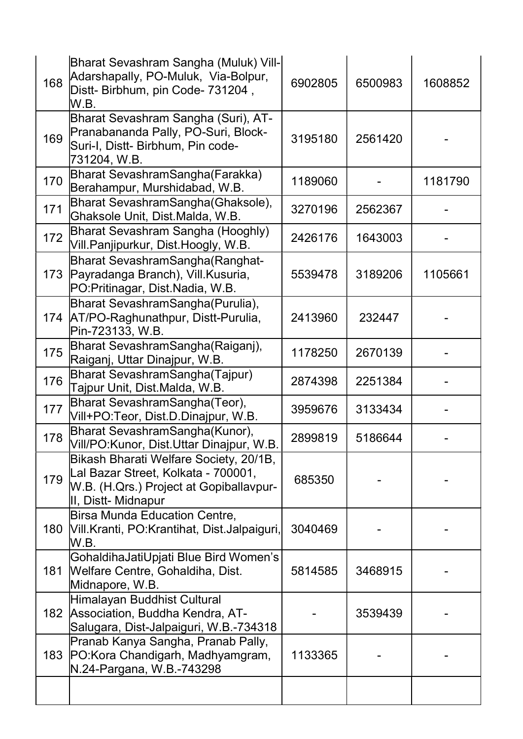| | | | | |
|---|---|---|---|---|
| 168 | Bharat Sevashram Sangha (Muluk) Vill-Adarshapally, PO-Muluk, Via-Bolpur, Distt- Birbhum, pin Code- 731204 , W.B. | 6902805 | 6500983 | 1608852 |
| 169 | Bharat Sevashram Sangha (Suri), AT-Pranabananda Pally, PO-Suri, Block-Suri-I, Distt- Birbhum, Pin code-731204, W.B. | 3195180 | 2561420 | - |
| 170 | Bharat SevashramSangha(Farakka) Berahampur, Murshidabad, W.B. | 1189060 | - | 1181790 |
| 171 | Bharat SevashramSangha(Ghaksole), Ghaksole Unit, Dist.Malda, W.B. | 3270196 | 2562367 | - |
| 172 | Bharat Sevashram Sangha (Hooghly) Vill.Panjipurkur, Dist.Hoogly, W.B. | 2426176 | 1643003 | - |
| 173 | Bharat SevashramSangha(Ranghat-Payradanga Branch), Vill.Kusuria, PO:Pritinagar, Dist.Nadia, W.B. | 5539478 | 3189206 | 1105661 |
| 174 | Bharat SevashramSangha(Purulia), AT/PO-Raghunathpur, Distt-Purulia, Pin-723133, W.B. | 2413960 | 232447 | - |
| 175 | Bharat SevashramSangha(Raiganj), Raiganj, Uttar Dinajpur, W.B. | 1178250 | 2670139 | - |
| 176 | Bharat SevashramSangha(Tajpur) Tajpur Unit, Dist.Malda, W.B. | 2874398 | 2251384 | - |
| 177 | Bharat SevashramSangha(Teor), Vill+PO:Teor, Dist.D.Dinajpur, W.B. | 3959676 | 3133434 | - |
| 178 | Bharat SevashramSangha(Kunor), Vill/PO:Kunor, Dist.Uttar Dinajpur, W.B. | 2899819 | 5186644 | - |
| 179 | Bikash Bharati Welfare Society, 20/1B, Lal Bazar Street, Kolkata - 700001, W.B. (H.Qrs.) Project at Gopiballavpur-II, Distt- Midnapur | 685350 | - | - |
| 180 | Birsa Munda Education Centre, Vill.Kranti, PO:Krantihat, Dist.Jalpaiguri, W.B. | 3040469 | - | - |
| 181 | GohaldihaJatiUpjati Blue Bird Women's Welfare Centre, Gohaldiha, Dist. Midnapore, W.B. | 5814585 | 3468915 | - |
| 182 | Himalayan Buddhist Cultural Association, Buddha Kendra, AT-Salugara, Dist-Jalpaiguri, W.B.-734318 | - | 3539439 | - |
| 183 | Pranab Kanya Sangha, Pranab Pally, PO:Kora Chandigarh, Madhyamgram, N.24-Pargana, W.B.-743298 | 1133365 | - | - |
| | | | | |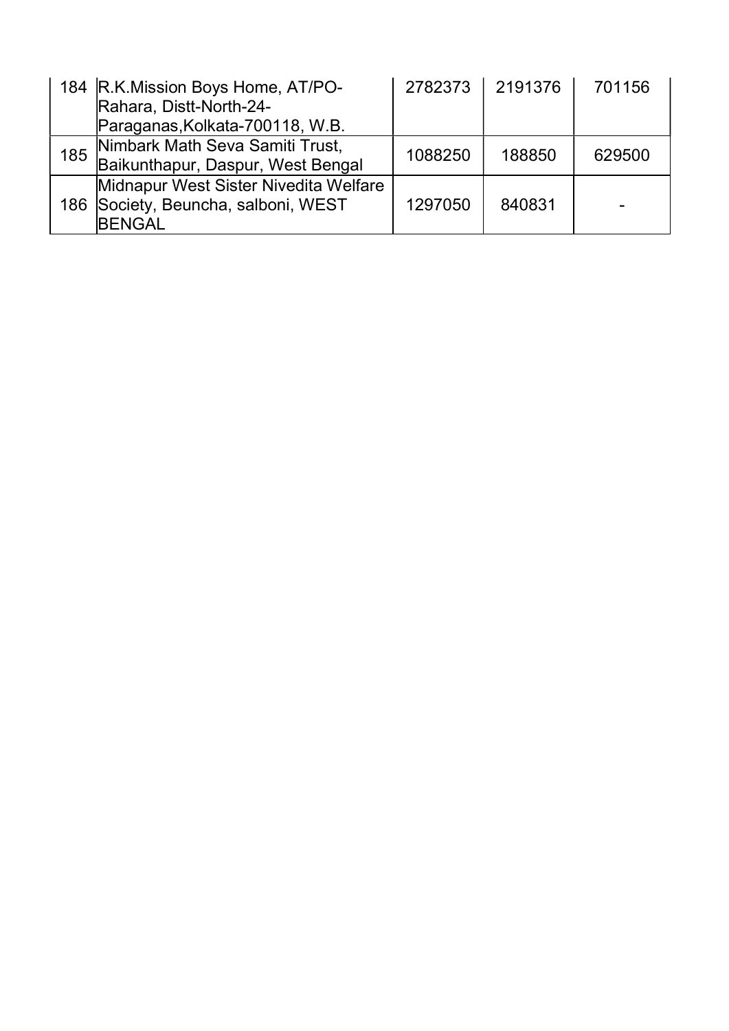| | | | | |
|---|---|---|---|---|
| 184 | R.K.Mission Boys Home, AT/PO-Rahara, Distt-North-24-Paraganas,Kolkata-700118, W.B. | 2782373 | 2191376 | 701156 |
| 185 | Nimbark Math Seva Samiti Trust, Baikunthapur, Daspur, West Bengal | 1088250 | 188850 | 629500 |
| 186 | Midnapur West Sister Nivedita Welfare Society, Beuncha, salboni, WEST BENGAL | 1297050 | 840831 | - |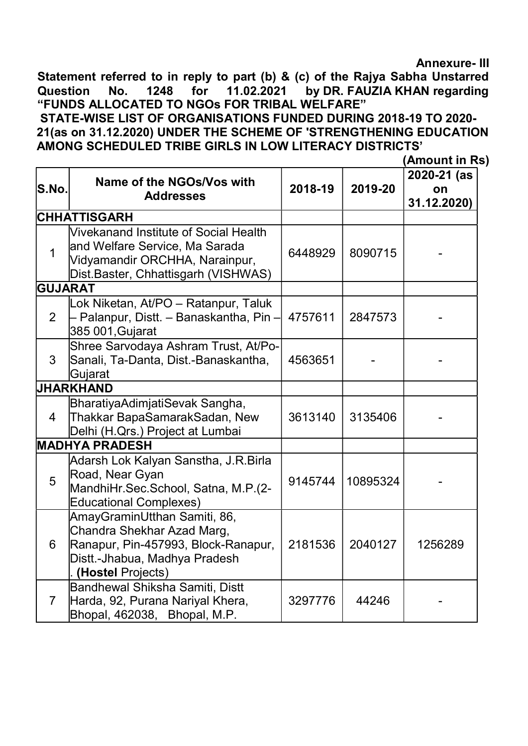**Annexure- III**

**Statement referred to in reply to part (b) & (c) of the Rajya Sabha Unstarred Question No. 1248 for 11.02.2021 by DR. FAUZIA KHAN regarding "FUNDS ALLOCATED TO NGOs FOR TRIBAL WELFARE"**

**STATE-WISE LIST OF ORGANISATIONS FUNDED DURING 2018-19 TO 2020-21(as on 31.12.2020) UNDER THE SCHEME OF 'STRENGTHENING EDUCATION AMONG SCHEDULED TRIBE GIRLS IN LOW LITERACY DISTRICTS'**

**(Amount in Rs)**

| S.No. | Name of the NGOs/Vos with Addresses | 2018-19 | 2019-20 | 2020-21 (as on 31.12.2020) |
|---|---|---|---|---|
| **CHHATTISGARH** | | | | |
| 1 | Vivekanand Institute of Social Health and Welfare Service, Ma Sarada Vidyamandir ORCHHA, Narainpur, Dist.Baster, Chhattisgarh (VISHWAS) | 6448929 | 8090715 | - |
| **GUJARAT** | | | | |
| 2 | Lok Niketan, At/PO – Ratanpur, Taluk – Palanpur, Distt. – Banaskantha, Pin – 385 001,Gujarat | 4757611 | 2847573 | - |
| 3 | Shree Sarvodaya Ashram Trust, At/Po-Sanali, Ta-Danta, Dist.-Banaskantha, Gujarat | 4563651 | - | - |
| **JHARKHAND** | | | | |
| 4 | BharatiyaAdimjatiSevak Sangha, Thakkar BapaSamarakSadan, New Delhi (H.Qrs.) Project at Lumbai | 3613140 | 3135406 | - |
| **MADHYA PRADESH** | | | | |
| 5 | Adarsh Lok Kalyan Sanstha, J.R.Birla Road, Near Gyan MandhiHr.Sec.School, Satna, M.P.(2-Educational Complexes) | 9145744 | 10895324 | - |
| 6 | AmayGraminUtthan Samiti, 86, Chandra Shekhar Azad Marg, Ranapur, Pin-457993, Block-Ranapur, Distt.-Jhabua, Madhya Pradesh . **(Hostel** Projects) | 2181536 | 2040127 | 1256289 |
| 7 | Bandhewal Shiksha Samiti, Distt Harda, 92, Purana Nariyal Khera, Bhopal, 462038, Bhopal, M.P. | 3297776 | 44246 | - |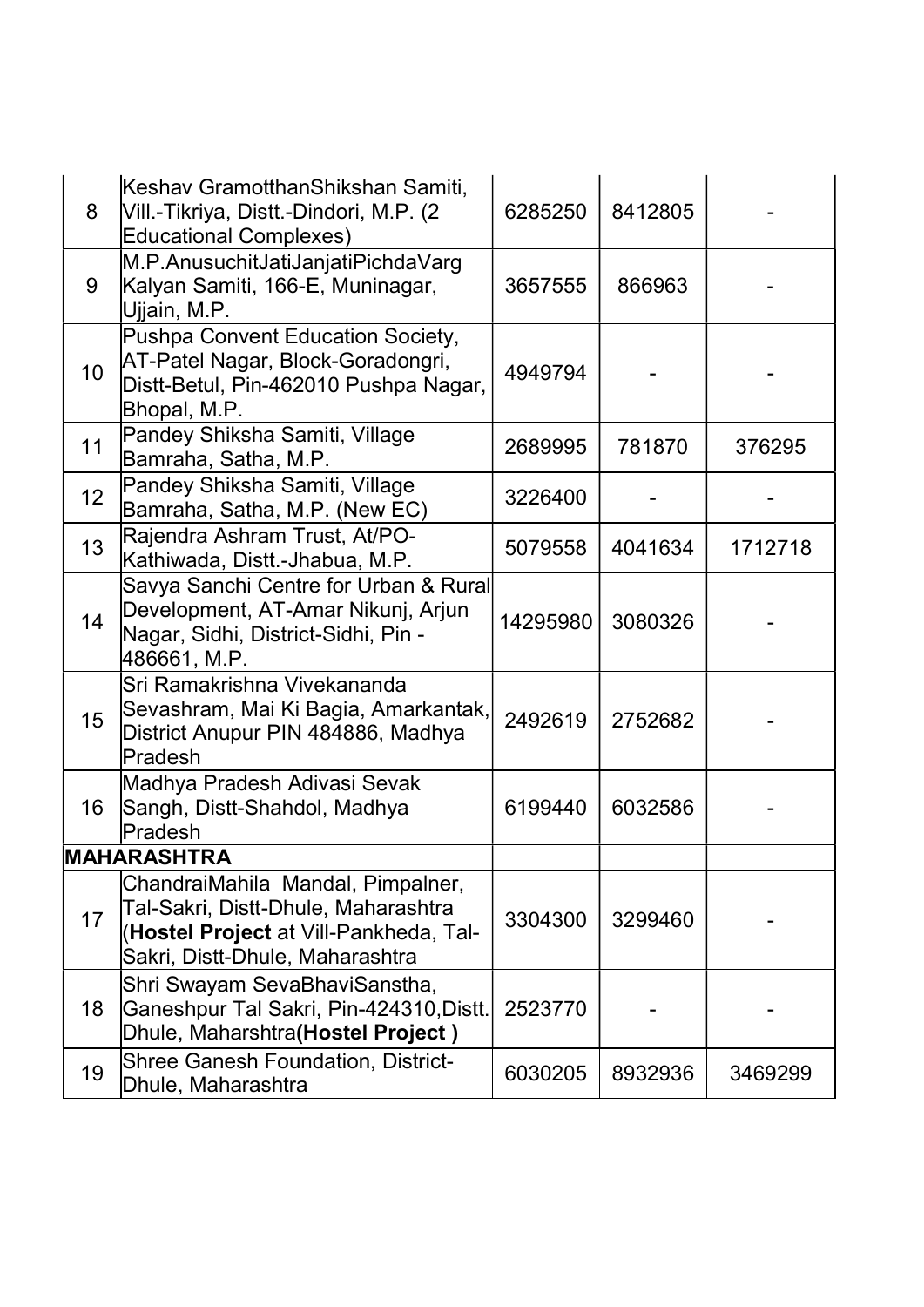| | | | | |
|---|---|---|---|---|
| 8 | Keshav GramotthanShikshan Samiti, Vill.-Tikriya, Distt.-Dindori, M.P. (2 Educational Complexes) | 6285250 | 8412805 | - |
| 9 | M.P.AnusuchitJatiJanjatiPichdaVarg Kalyan Samiti, 166-E, Muninagar, Ujjain, M.P. | 3657555 | 866963 | - |
| 10 | Pushpa Convent Education Society, AT-Patel Nagar, Block-Goradongri, Distt-Betul, Pin-462010 Pushpa Nagar, Bhopal, M.P. | 4949794 | - | - |
| 11 | Pandey Shiksha Samiti, Village Bamraha, Satha, M.P. | 2689995 | 781870 | 376295 |
| 12 | Pandey Shiksha Samiti, Village Bamraha, Satha, M.P. (New EC) | 3226400 | - | - |
| 13 | Rajendra Ashram Trust, At/PO-Kathiwada, Distt.-Jhabua, M.P. | 5079558 | 4041634 | 1712718 |
| 14 | Savya Sanchi Centre for Urban & Rural Development, AT-Amar Nikunj, Arjun Nagar, Sidhi, District-Sidhi, Pin - 486661, M.P. | 14295980 | 3080326 | - |
| 15 | Sri Ramakrishna Vivekananda Sevashram, Mai Ki Bagia, Amarkantak, District Anupur PIN 484886, Madhya Pradesh | 2492619 | 2752682 | - |
| 16 | Madhya Pradesh Adivasi Sevak Sangh, Distt-Shahdol, Madhya Pradesh | 6199440 | 6032586 | - |
| **MAHARASHTRA** | | | | |
| 17 | ChandraiMahila Mandal, Pimpalner, Tal-Sakri, Distt-Dhule, Maharashtra (**Hostel Project** at Vill-Pankheda, Tal-Sakri, Distt-Dhule, Maharashtra | 3304300 | 3299460 | - |
| 18 | Shri Swayam SevaBhaviSanstha, Ganeshpur Tal Sakri, Pin-424310,Distt. Dhule, Maharshtra**(Hostel Project )** | 2523770 | - | - |
| 19 | Shree Ganesh Foundation, District-Dhule, Maharashtra | 6030205 | 8932936 | 3469299 |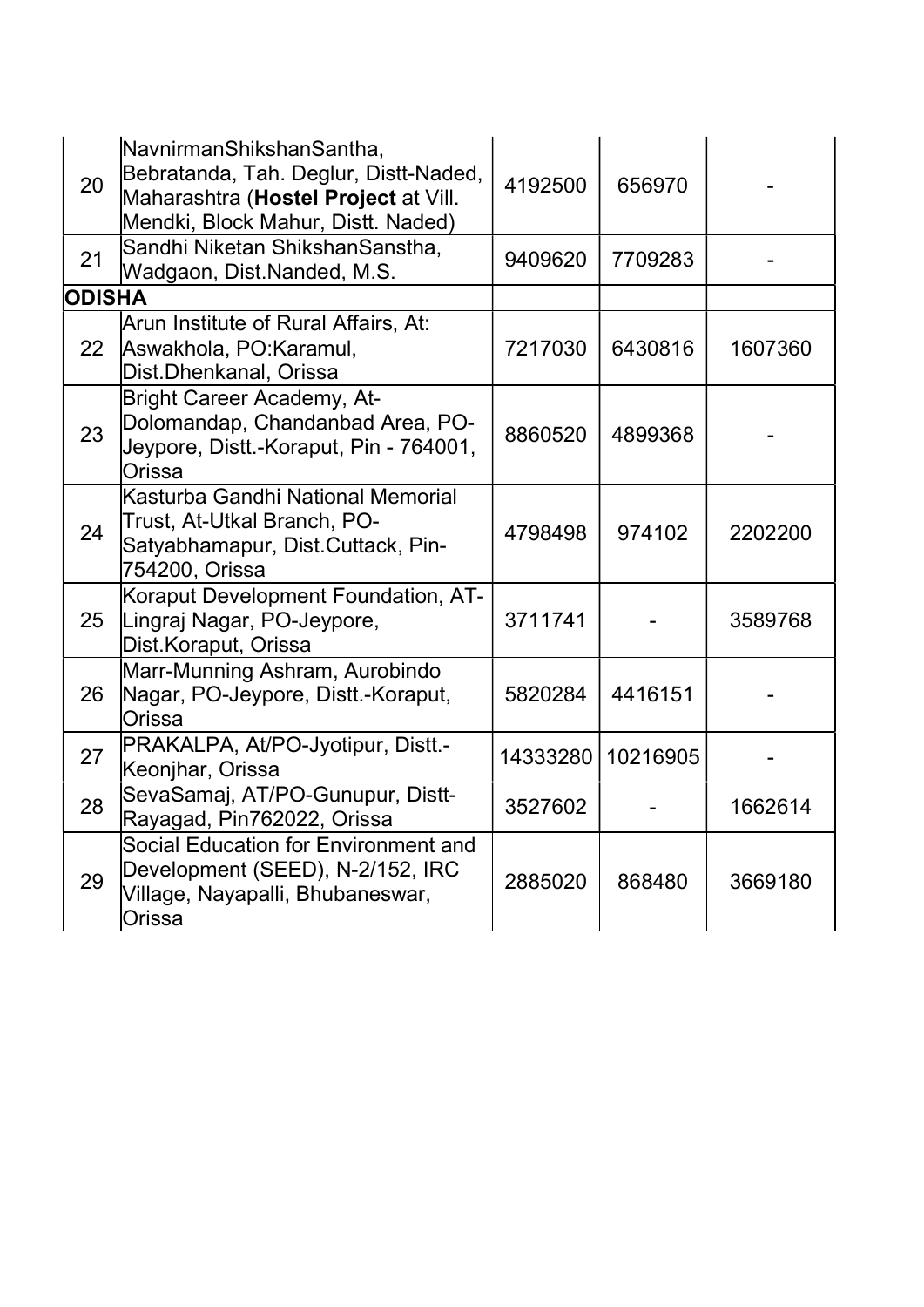| | | | | |
|---|---|---|---|---|
| 20 | NavnirmanShikshanSantha, Bebratanda, Tah. Deglur, Distt-Naded, Maharashtra (**Hostel Project** at Vill. Mendki, Block Mahur, Distt. Naded) | 4192500 | 656970 | - |
| 21 | Sandhi Niketan ShikshanSanstha, Wadgaon, Dist.Nanded, M.S. | 9409620 | 7709283 | - |
| **ODISHA** | | | | |
| 22 | Arun Institute of Rural Affairs, At: Aswakhola, PO:Karamul, Dist.Dhenkanal, Orissa | 7217030 | 6430816 | 1607360 |
| 23 | Bright Career Academy, At-Dolomandap, Chandanbad Area, PO-Jeypore, Distt.-Koraput, Pin - 764001, Orissa | 8860520 | 4899368 | - |
| 24 | Kasturba Gandhi National Memorial Trust, At-Utkal Branch, PO-Satyabhamapur, Dist.Cuttack, Pin-754200, Orissa | 4798498 | 974102 | 2202200 |
| 25 | Koraput Development Foundation, AT-Lingraj Nagar, PO-Jeypore, Dist.Koraput, Orissa | 3711741 | - | 3589768 |
| 26 | Marr-Munning Ashram, Aurobindo Nagar, PO-Jeypore, Distt.-Koraput, Orissa | 5820284 | 4416151 | - |
| 27 | PRAKALPA, At/PO-Jyotipur, Distt.-Keonjhar, Orissa | 14333280 | 10216905 | - |
| 28 | SevaSamaj, AT/PO-Gunupur, Distt-Rayagad, Pin762022, Orissa | 3527602 | - | 1662614 |
| 29 | Social Education for Environment and Development (SEED), N-2/152, IRC Village, Nayapalli, Bhubaneswar, Orissa | 2885020 | 868480 | 3669180 |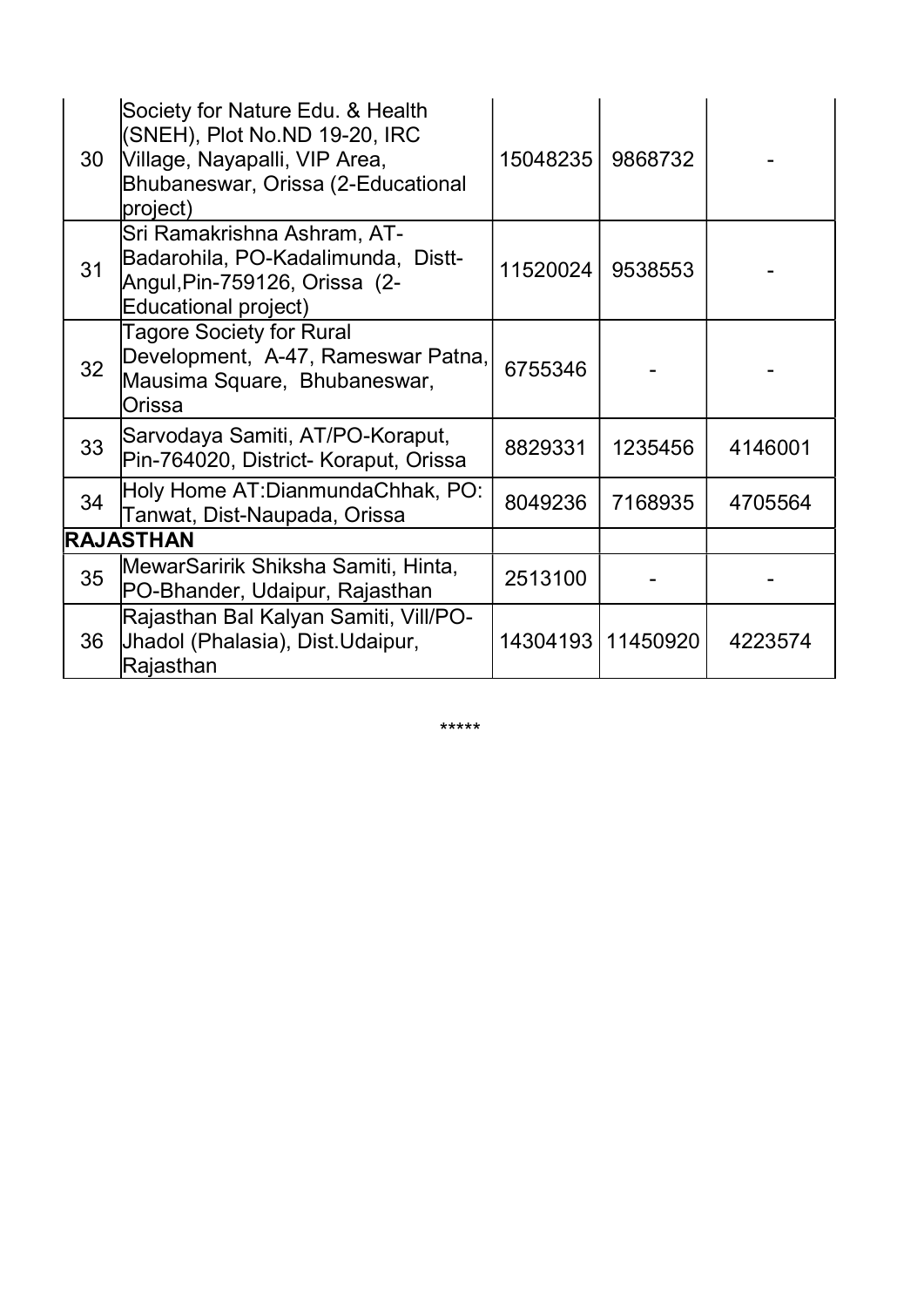| | | | | |
|---|---|---|---|---|
| 30 | Society for Nature Edu. & Health (SNEH), Plot No.ND 19-20, IRC Village, Nayapalli, VIP Area, Bhubaneswar, Orissa (2-Educational project) | 15048235 | 9868732 | - |
| 31 | Sri Ramakrishna Ashram, AT-Badarohila, PO-Kadalimunda, Distt-Angul,Pin-759126, Orissa (2-Educational project) | 11520024 | 9538553 | - |
| 32 | Tagore Society for Rural Development, A-47, Rameswar Patna, Mausima Square, Bhubaneswar, Orissa | 6755346 | - | - |
| 33 | Sarvodaya Samiti, AT/PO-Koraput, Pin-764020, District- Koraput, Orissa | 8829331 | 1235456 | 4146001 |
| 34 | Holy Home AT:DianmundaChhak, PO: Tanwat, Dist-Naupada, Orissa | 8049236 | 7168935 | 4705564 |
| **RAJASTHAN** | | | | |
| 35 | MewarSaririk Shiksha Samiti, Hinta, PO-Bhander, Udaipur, Rajasthan | 2513100 | - | - |
| 36 | Rajasthan Bal Kalyan Samiti, Vill/PO-Jhadol (Phalasia), Dist.Udaipur, Rajasthan | 14304193 | 11450920 | 4223574 |

*****